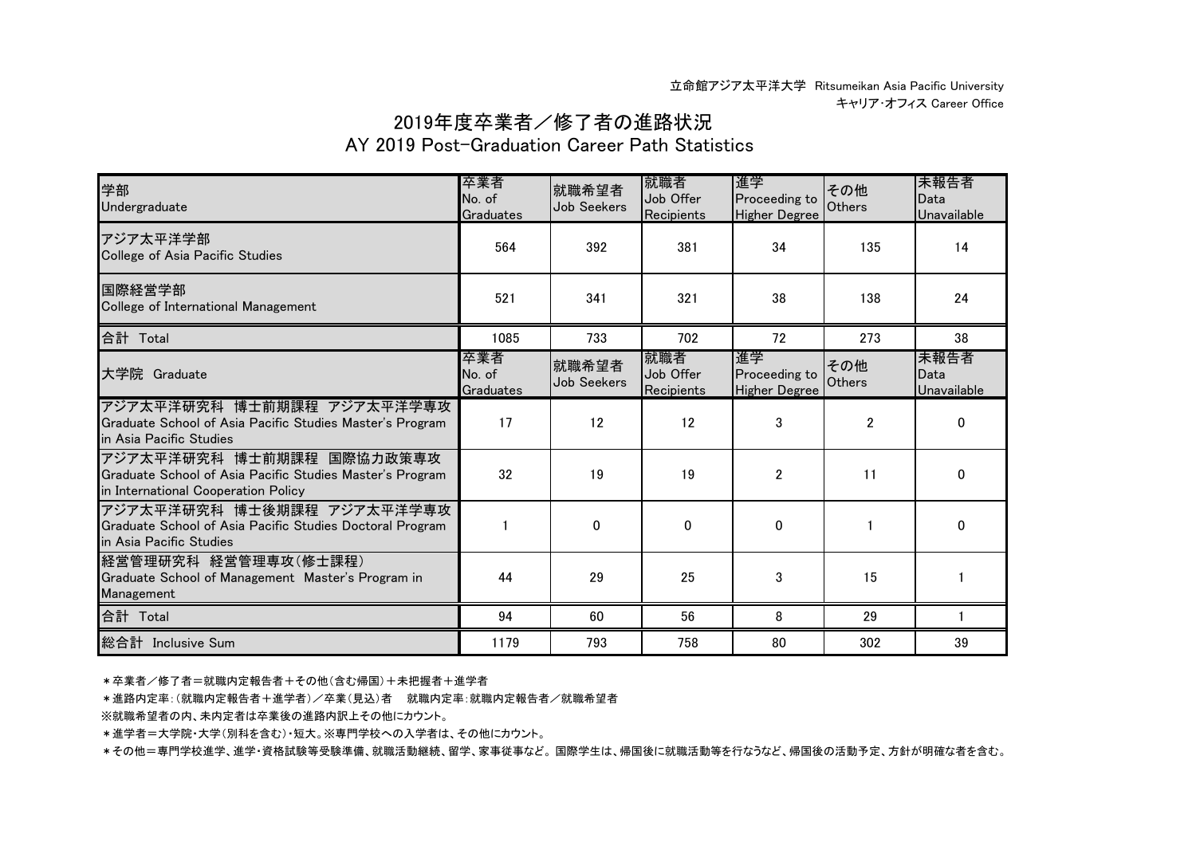立命館アジア太平洋大学 Ritsumeikan Asia Pacific University
キャリア･オフィス Career Office

# 2019年度卒業者／修了者の進路状況
## AY 2019 Post-Graduation Career Path Statistics

| 学部 Undergraduate | 卒業者 No. of Graduates | 就職希望者 Job Seekers | 就職者 Job Offer Recipients | 進学 Proceeding to Higher Degree | その他 Others | 未報告者 Data Unavailable |
|---|---|---|---|---|---|---|
| アジア太平洋学部 College of Asia Pacific Studies | 564 | 392 | 381 | 34 | 135 | 14 |
| 国際経営学部 College of International Management | 521 | 341 | 321 | 38 | 138 | 24 |
| 合計 Total | 1085 | 733 | 702 | 72 | 273 | 38 |
| **大学院 Graduate** | **卒業者 No. of Graduates** | **就職希望者 Job Seekers** | **就職者 Job Offer Recipients** | **進学 Proceeding to Higher Degree** | **その他 Others** | **未報告者 Data Unavailable** |
| アジア太平洋研究科 博士前期課程 アジア太平洋学専攻 Graduate School of Asia Pacific Studies Master's Program in Asia Pacific Studies | 17 | 12 | 12 | 3 | 2 | 0 |
| アジア太平洋研究科 博士前期課程 国際協力政策専攻 Graduate School of Asia Pacific Studies Master's Program in International Cooperation Policy | 32 | 19 | 19 | 2 | 11 | 0 |
| アジア太平洋研究科 博士後期課程 アジア太平洋学専攻 Graduate School of Asia Pacific Studies Doctoral Program in Asia Pacific Studies | 1 | 0 | 0 | 0 | 1 | 0 |
| 経営管理研究科 経営管理専攻(修士課程) Graduate School of Management Master's Program in Management | 44 | 29 | 25 | 3 | 15 | 1 |
| 合計 Total | 94 | 60 | 56 | 8 | 29 | 1 |
| 総合計 Inclusive Sum | 1179 | 793 | 758 | 80 | 302 | 39 |

＊卒業者／修了者＝就職内定報告者＋その他(含む帰国)＋未把握者＋進学者

＊進路内定率:(就職内定報告者＋進学者)／卒業(見込)者　就職内定率:就職内定報告者／就職希望者

※就職希望者の内、未内定者は卒業後の進路内訳上その他にカウント。

＊進学者＝大学院･大学(別科を含む)･短大。※専門学校への入学者は、その他にカウント。

＊その他＝専門学校進学、進学･資格試験等受験準備、就職活動継続、留学、家事従事など。国際学生は、帰国後に就職活動等を行なうなど、帰国後の活動予定、方針が明確な者を含む。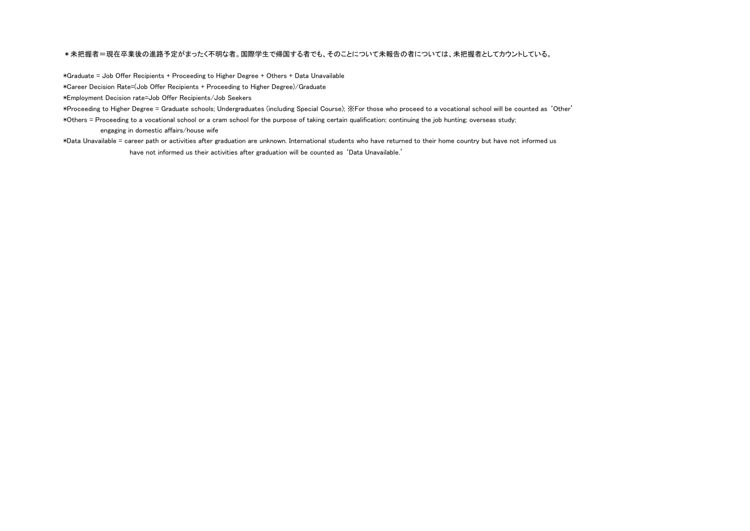＊未把握者＝現在卒業後の進路予定がまったく不明な者。国際学生で帰国する者でも、そのことについて未報告の者については、未把握者としてカウントしている。

*Graduate = Job Offer Recipients + Proceeding to Higher Degree + Others + Data Unavailable

*Career Decision Rate=(Job Offer Recipients + Proceeding to Higher Degree)/Graduate

*Employment Decision rate=Job Offer Recipients/Job Seekers

*Proceeding to Higher Degree = Graduate schools; Undergraduates (including Special Course); ※For those who proceed to a vocational school will be counted as 'Other'

*Others = Proceeding to a vocational school or a cram school for the purpose of taking certain qualification; continuing the job hunting; overseas study;
engaging in domestic affairs/house wife

*Data Unavailable = career path or activities after graduation are unknown. International students who have returned to their home country but have not informed us
have not informed us their activities after graduation will be counted as 'Data Unavailable.'